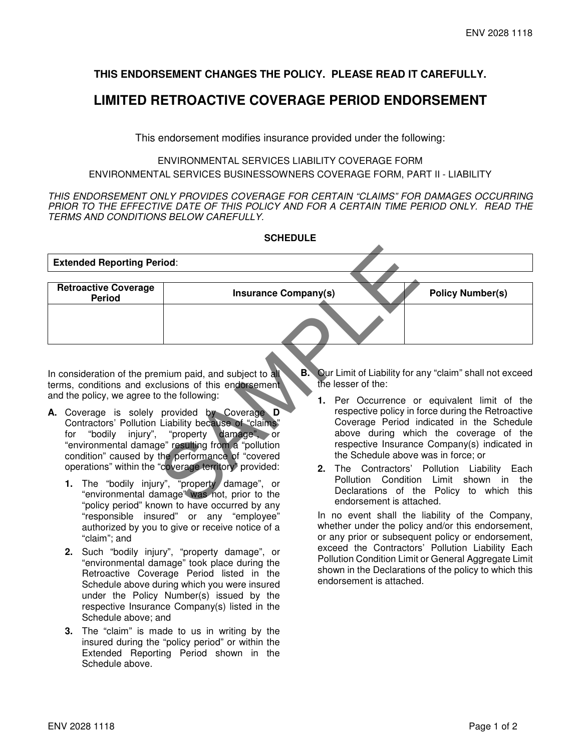**THIS ENDORSEMENT CHANGES THE POLICY. PLEASE READ IT CAREFULLY.**

# LIMITED RETROACTIVE COVERAGE PERIOD ENDORSEMENT

This endorsement modifies insurance provided under the following:

ENVIRONMENTAL SERVICES LIABILITY COVERAGE FORM
ENVIRONMENTAL SERVICES BUSINESSOWNERS COVERAGE FORM, PART II - LIABILITY

*THIS ENDORSEMENT ONLY PROVIDES COVERAGE FOR CERTAIN "CLAIMS" FOR DAMAGES OCCURRING PRIOR TO THE EFFECTIVE DATE OF THIS POLICY AND FOR A CERTAIN TIME PERIOD ONLY. READ THE TERMS AND CONDITIONS BELOW CAREFULLY.*

**SCHEDULE**

| **Extended Reporting Period**: |
|---|

| Retroactive Coverage Period | Insurance Company(s) | Policy Number(s) |
|---|---|---|
| | | |

In consideration of the premium paid, and subject to all terms, conditions and exclusions of this endorsement and the policy, we agree to the following:

**A.** Coverage is solely provided by Coverage **D** Contractors' Pollution Liability because of "claims" for "bodily injury", "property damage", or "environmental damage" resulting from a "pollution condition" caused by the performance of "covered operations" within the "coverage territory" provided:

   **1.** The "bodily injury", "property damage", or "environmental damage" was not, prior to the "policy period" known to have occurred by any "responsible insured" or any "employee" authorized by you to give or receive notice of a "claim"; and

   **2.** Such "bodily injury", "property damage", or "environmental damage" took place during the Retroactive Coverage Period listed in the Schedule above during which you were insured under the Policy Number(s) issued by the respective Insurance Company(s) listed in the Schedule above; and

   **3.** The "claim" is made to us in writing by the insured during the "policy period" or within the Extended Reporting Period shown in the Schedule above.

**B.** Our Limit of Liability for any "claim" shall not exceed the lesser of the:

   **1.** Per Occurrence or equivalent limit of the respective policy in force during the Retroactive Coverage Period indicated in the Schedule above during which the coverage of the respective Insurance Company(s) indicated in the Schedule above was in force; or

   **2.** The Contractors' Pollution Liability Each Pollution Condition Limit shown in the Declarations of the Policy to which this endorsement is attached.

   In no event shall the liability of the Company, whether under the policy and/or this endorsement, or any prior or subsequent policy or endorsement, exceed the Contractors' Pollution Liability Each Pollution Condition Limit or General Aggregate Limit shown in the Declarations of the policy to which this endorsement is attached.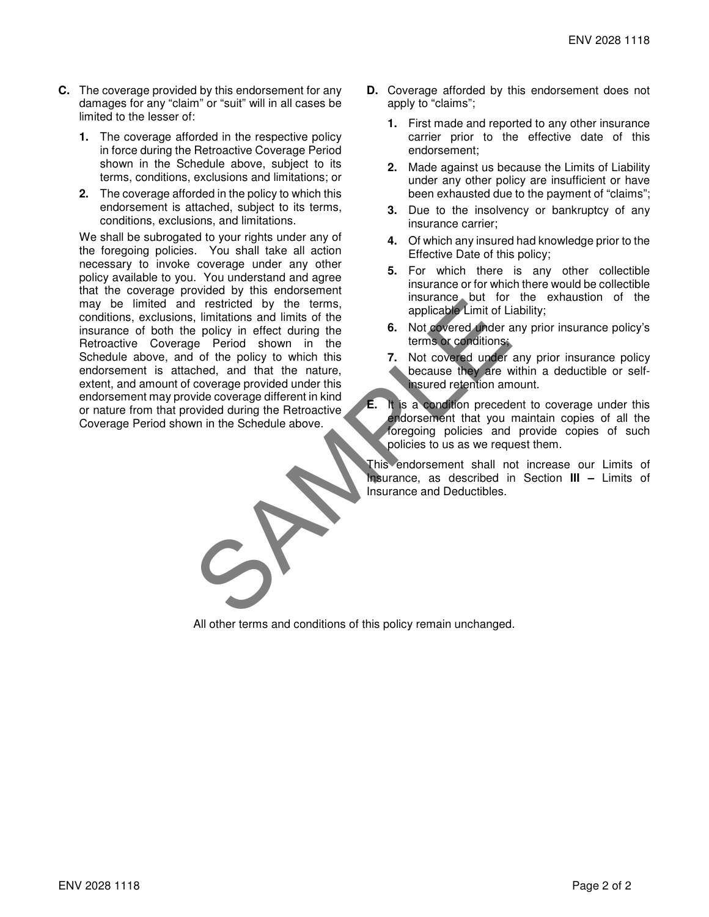**C.** The coverage provided by this endorsement for any damages for any “claim” or “suit” will in all cases be limited to the lesser of:

**1.** The coverage afforded in the respective policy in force during the Retroactive Coverage Period shown in the Schedule above, subject to its terms, conditions, exclusions and limitations; or

**2.** The coverage afforded in the policy to which this endorsement is attached, subject to its terms, conditions, exclusions, and limitations.

We shall be subrogated to your rights under any of the foregoing policies. You shall take all action necessary to invoke coverage under any other policy available to you. You understand and agree that the coverage provided by this endorsement may be limited and restricted by the terms, conditions, exclusions, limitations and limits of the insurance of both the policy in effect during the Retroactive Coverage Period shown in the Schedule above, and of the policy to which this endorsement is attached, and that the nature, extent, and amount of coverage provided under this endorsement may provide coverage different in kind or nature from that provided during the Retroactive Coverage Period shown in the Schedule above.

**D.** Coverage afforded by this endorsement does not apply to “claims”;

**1.** First made and reported to any other insurance carrier prior to the effective date of this endorsement;

**2.** Made against us because the Limits of Liability under any other policy are insufficient or have been exhausted due to the payment of “claims”;

**3.** Due to the insolvency or bankruptcy of any insurance carrier;

**4.** Of which any insured had knowledge prior to the Effective Date of this policy;

**5.** For which there is any other collectible insurance or for which there would be collectible insurance but for the exhaustion of the applicable Limit of Liability;

**6.** Not covered under any prior insurance policy’s terms or conditions;

**7.** Not covered under any prior insurance policy because they are within a deductible or self-insured retention amount.

**E.** It is a condition precedent to coverage under this endorsement that you maintain copies of all the foregoing policies and provide copies of such policies to us as we request them.

This endorsement shall not increase our Limits of Insurance, as described in Section **III –** Limits of Insurance and Deductibles.

All other terms and conditions of this policy remain unchanged.